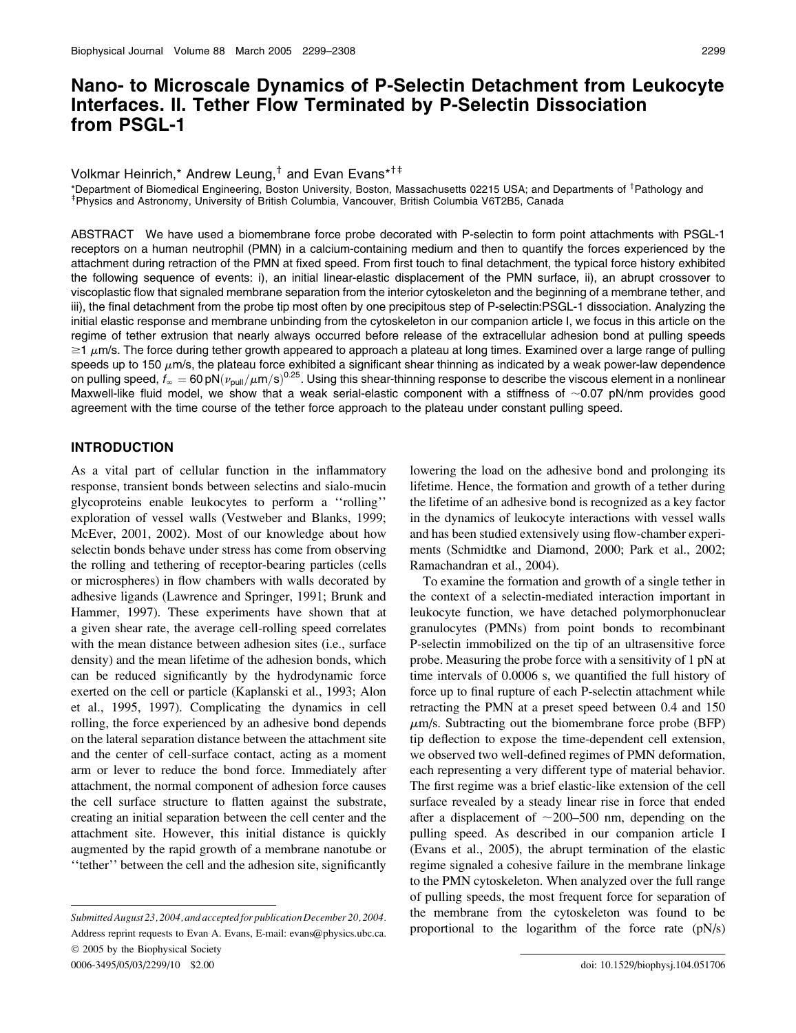# Nano- to Microscale Dynamics of P-Selectin Detachment from Leukocyte Interfaces. II. Tether Flow Terminated by P-Selectin Dissociation from PSGL-1

Volkmar Heinrich,* Andrew Leung,[†] and Evan Evans*[†‡]

*Department of Biomedical Engineering, Boston University, Boston, Massachusetts 02215 USA; and Departments of [†]Pathology and [‡]Physics and Astronomy, University of British Columbia, Vancouver, British Columbia V6T2B5, Canada

ABSTRACT We have used a biomembrane force probe decorated with P-selectin to form point attachments with PSGL-1 receptors on a human neutrophil (PMN) in a calcium-containing medium and then to quantify the forces experienced by the attachment during retraction of the PMN at fixed speed. From first touch to final detachment, the typical force history exhibited the following sequence of events: i), an initial linear-elastic displacement of the PMN surface, ii), an abrupt crossover to viscoplastic flow that signaled membrane separation from the interior cytoskeleton and the beginning of a membrane tether, and iii), the final detachment from the probe tip most often by one precipitous step of P-selectin:PSGL-1 dissociation. Analyzing the initial elastic response and membrane unbinding from the cytoskeleton in our companion article I, we focus in this article on the regime of tether extrusion that nearly always occurred before release of the extracellular adhesion bond at pulling speeds $\geq 1\ \mu$m/s. The force during tether growth appeared to approach a plateau at long times. Examined over a large range of pulling speeds up to 150 $\mu$m/s, the plateau force exhibited a significant shear thinning as indicated by a weak power-law dependence on pulling speed, $f_\infty = 60\,\text{pN}(v_{\text{pull}}/\mu\text{m/s})^{0.25}$. Using this shear-thinning response to describe the viscous element in a nonlinear Maxwell-like fluid model, we show that a weak serial-elastic component with a stiffness of ~0.07 pN/nm provides good agreement with the time course of the tether force approach to the plateau under constant pulling speed.

## INTRODUCTION

As a vital part of cellular function in the inflammatory response, transient bonds between selectins and sialo-mucin glycoproteins enable leukocytes to perform a "rolling" exploration of vessel walls (Vestweber and Blanks, 1999; McEver, 2001, 2002). Most of our knowledge about how selectin bonds behave under stress has come from observing the rolling and tethering of receptor-bearing particles (cells or microspheres) in flow chambers with walls decorated by adhesive ligands (Lawrence and Springer, 1991; Brunk and Hammer, 1997). These experiments have shown that at a given shear rate, the average cell-rolling speed correlates with the mean distance between adhesion sites (i.e., surface density) and the mean lifetime of the adhesion bonds, which can be reduced significantly by the hydrodynamic force exerted on the cell or particle (Kaplanski et al., 1993; Alon et al., 1995, 1997). Complicating the dynamics in cell rolling, the force experienced by an adhesive bond depends on the lateral separation distance between the attachment site and the center of cell-surface contact, acting as a moment arm or lever to reduce the bond force. Immediately after attachment, the normal component of adhesion force causes the cell surface structure to flatten against the substrate, creating an initial separation between the cell center and the attachment site. However, this initial distance is quickly augmented by the rapid growth of a membrane nanotube or "tether" between the cell and the adhesion site, significantly lowering the load on the adhesive bond and prolonging its lifetime. Hence, the formation and growth of a tether during the lifetime of an adhesive bond is recognized as a key factor in the dynamics of leukocyte interactions with vessel walls and has been studied extensively using flow-chamber experiments (Schmidtke and Diamond, 2000; Park et al., 2002; Ramachandran et al., 2004).

To examine the formation and growth of a single tether in the context of a selectin-mediated interaction important in leukocyte function, we have detached polymorphonuclear granulocytes (PMNs) from point bonds to recombinant P-selectin immobilized on the tip of an ultrasensitive force probe. Measuring the probe force with a sensitivity of 1 pN at time intervals of 0.0006 s, we quantified the full history of force up to final rupture of each P-selectin attachment while retracting the PMN at a preset speed between 0.4 and 150 $\mu$m/s. Subtracting out the biomembrane force probe (BFP) tip deflection to expose the time-dependent cell extension, we observed two well-defined regimes of PMN deformation, each representing a very different type of material behavior. The first regime was a brief elastic-like extension of the cell surface revealed by a steady linear rise in force that ended after a displacement of ~200–500 nm, depending on the pulling speed. As described in our companion article I (Evans et al., 2005), the abrupt termination of the elastic regime signaled a cohesive failure in the membrane linkage to the PMN cytoskeleton. When analyzed over the full range of pulling speeds, the most frequent force for separation of the membrane from the cytoskeleton was found to be proportional to the logarithm of the force rate (pN/s)

Submitted August 23, 2004, and accepted for publication December 20, 2004.

Address reprint requests to Evan A. Evans, E-mail: evans@physics.ubc.ca.

© 2005 by the Biophysical Society

0006-3495/05/03/2299/10 $2.00

doi: 10.1529/biophysj.104.051706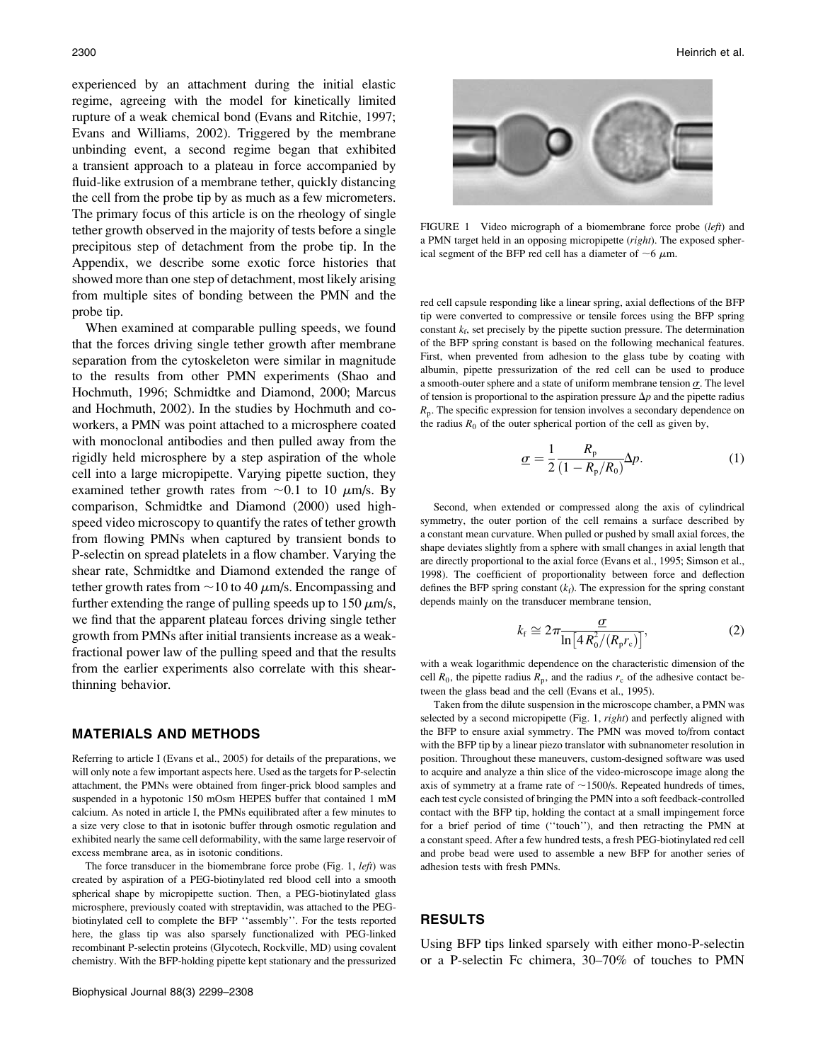experienced by an attachment during the initial elastic regime, agreeing with the model for kinetically limited rupture of a weak chemical bond (Evans and Ritchie, 1997; Evans and Williams, 2002). Triggered by the membrane unbinding event, a second regime began that exhibited a transient approach to a plateau in force accompanied by fluid-like extrusion of a membrane tether, quickly distancing the cell from the probe tip by as much as a few micrometers. The primary focus of this article is on the rheology of single tether growth observed in the majority of tests before a single precipitous step of detachment from the probe tip. In the Appendix, we describe some exotic force histories that showed more than one step of detachment, most likely arising from multiple sites of bonding between the PMN and the probe tip.

When examined at comparable pulling speeds, we found that the forces driving single tether growth after membrane separation from the cytoskeleton were similar in magnitude to the results from other PMN experiments (Shao and Hochmuth, 1996; Schmidtke and Diamond, 2000; Marcus and Hochmuth, 2002). In the studies by Hochmuth and coworkers, a PMN was point attached to a microsphere coated with monoclonal antibodies and then pulled away from the rigidly held microsphere by a step aspiration of the whole cell into a large micropipette. Varying pipette suction, they examined tether growth rates from ~0.1 to 10 $\mu$m/s. By comparison, Schmidtke and Diamond (2000) used high-speed video microscopy to quantify the rates of tether growth from flowing PMNs when captured by transient bonds to P-selectin on spread platelets in a flow chamber. Varying the shear rate, Schmidtke and Diamond extended the range of tether growth rates from ~10 to 40 $\mu$m/s. Encompassing and further extending the range of pulling speeds up to 150 $\mu$m/s, we find that the apparent plateau forces driving single tether growth from PMNs after initial transients increase as a weak-fractional power law of the pulling speed and that the results from the earlier experiments also correlate with this shear-thinning behavior.

## MATERIALS AND METHODS

Referring to article I (Evans et al., 2005) for details of the preparations, we will only note a few important aspects here. Used as the targets for P-selectin attachment, the PMNs were obtained from finger-prick blood samples and suspended in a hypotonic 150 mOsm HEPES buffer that contained 1 mM calcium. As noted in article I, the PMNs equilibrated after a few minutes to a size very close to that in isotonic buffer through osmotic regulation and exhibited nearly the same cell deformability, with the same large reservoir of excess membrane area, as in isotonic conditions.

The force transducer in the biomembrane force probe (Fig. 1, *left*) was created by aspiration of a PEG-biotinylated red blood cell into a smooth spherical shape by micropipette suction. Then, a PEG-biotinylated glass microsphere, previously coated with streptavidin, was attached to the PEG-biotinylated cell to complete the BFP "assembly". For the tests reported here, the glass tip was also sparsely functionalized with PEG-linked recombinant P-selectin proteins (Glycotech, Rockville, MD) using covalent chemistry. With the BFP-holding pipette kept stationary and the pressurized red cell capsule responding like a linear spring, axial deflections of the BFP tip were converted to compressive or tensile forces using the BFP spring constant $k_f$, set precisely by the pipette suction pressure. The determination of the BFP spring constant is based on the following mechanical features. First, when prevented from adhesion to the glass tube by coating with albumin, pipette pressurization of the red cell can be used to produce a smooth-outer sphere and a state of uniform membrane tension $\underline{\sigma}$. The level of tension is proportional to the aspiration pressure $\Delta p$ and the pipette radius $R_p$. The specific expression for tension involves a secondary dependence on the radius $R_0$ of the outer spherical portion of the cell as given by,

$$\underline{\sigma} = \frac{1}{2}\frac{R_p}{(1 - R_p/R_0)}\Delta p. \tag{1}$$

FIGURE 1 Video micrograph of a biomembrane force probe (*left*) and a PMN target held in an opposing micropipette (*right*). The exposed spherical segment of the BFP red cell has a diameter of ~6 $\mu$m.

Second, when extended or compressed along the axis of cylindrical symmetry, the outer portion of the cell remains a surface described by a constant mean curvature. When pulled or pushed by small axial forces, the shape deviates slightly from a sphere with small changes in axial length that are directly proportional to the axial force (Evans et al., 1995; Simson et al., 1998). The coefficient of proportionality between force and deflection defines the BFP spring constant ($k_f$). The expression for the spring constant depends mainly on the transducer membrane tension,

$$k_f \cong 2\pi \frac{\underline{\sigma}}{\ln\left[4R_0^2/(R_p r_c)\right]}, \tag{2}$$

with a weak logarithmic dependence on the characteristic dimension of the cell $R_0$, the pipette radius $R_p$, and the radius $r_c$ of the adhesive contact between the glass bead and the cell (Evans et al., 1995).

Taken from the dilute suspension in the microscope chamber, a PMN was selected by a second micropipette (Fig. 1, *right*) and perfectly aligned with the BFP to ensure axial symmetry. The PMN was moved to/from contact with the BFP tip by a linear piezo translator with subnanometer resolution in position. Throughout these maneuvers, custom-designed software was used to acquire and analyze a thin slice of the video-microscope image along the axis of symmetry at a frame rate of ~1500/s. Repeated hundreds of times, each test cycle consisted of bringing the PMN into a soft feedback-controlled contact with the BFP tip, holding the contact at a small impingement force for a brief period of time ("touch"), and then retracting the PMN at a constant speed. After a few hundred tests, a fresh PEG-biotinylated red cell and probe bead were used to assemble a new BFP for another series of adhesion tests with fresh PMNs.

## RESULTS

Using BFP tips linked sparsely with either mono-P-selectin or a P-selectin Fc chimera, 30–70% of touches to PMN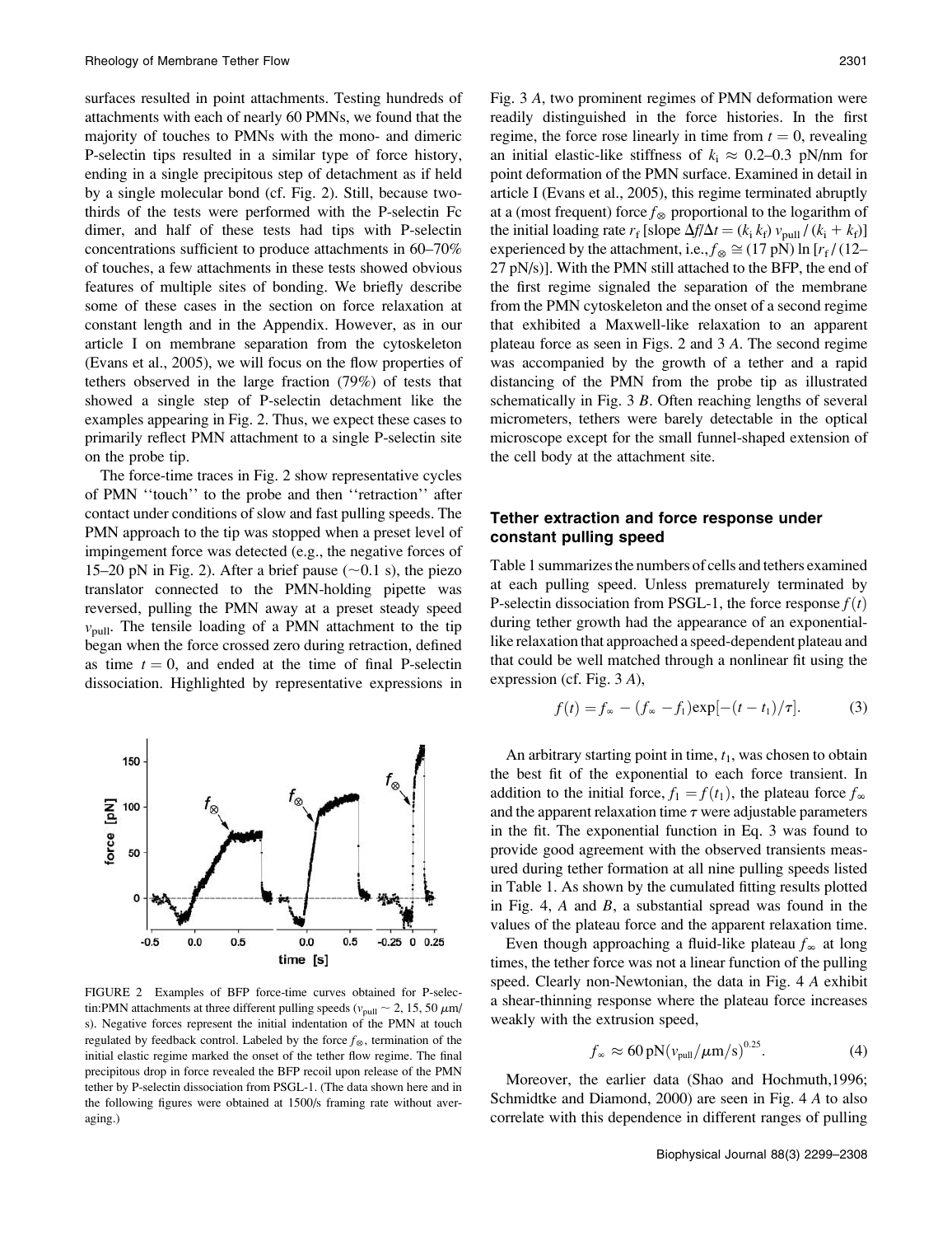surfaces resulted in point attachments. Testing hundreds of attachments with each of nearly 60 PMNs, we found that the majority of touches to PMNs with the mono- and dimeric P-selectin tips resulted in a similar type of force history, ending in a single precipitous step of detachment as if held by a single molecular bond (cf. Fig. 2). Still, because two-thirds of the tests were performed with the P-selectin Fc dimer, and half of these tests had tips with P-selectin concentrations sufficient to produce attachments in 60–70% of touches, a few attachments in these tests showed obvious features of multiple sites of bonding. We briefly describe some of these cases in the section on force relaxation at constant length and in the Appendix. However, as in our article I on membrane separation from the cytoskeleton (Evans et al., 2005), we will focus on the flow properties of tethers observed in the large fraction (79%) of tests that showed a single step of P-selectin detachment like the examples appearing in Fig. 2. Thus, we expect these cases to primarily reflect PMN attachment to a single P-selectin site on the probe tip.

The force-time traces in Fig. 2 show representative cycles of PMN ''touch'' to the probe and then ''retraction'' after contact under conditions of slow and fast pulling speeds. The PMN approach to the tip was stopped when a preset level of impingement force was detected (e.g., the negative forces of 15–20 pN in Fig. 2). After a brief pause (~0.1 s), the piezo translator connected to the PMN-holding pipette was reversed, pulling the PMN away at a preset steady speed $v_{pull}$. The tensile loading of a PMN attachment to the tip began when the force crossed zero during retraction, defined as time $t = 0$, and ended at the time of final P-selectin dissociation. Highlighted by representative expressions in Fig. 3 *A*, two prominent regimes of PMN deformation were readily distinguished in the force histories. In the first regime, the force rose linearly in time from $t = 0$, revealing an initial elastic-like stiffness of $k_i \approx 0.2$–$0.3$ pN/nm for point deformation of the PMN surface. Examined in detail in article I (Evans et al., 2005), this regime terminated abruptly at a (most frequent) force $f_{\otimes}$ proportional to the logarithm of the initial loading rate $r_f$ [slope $\Delta f/\Delta t = (k_i\, k_f)\, v_{pull} / (k_i + k_f)$] experienced by the attachment, i.e., $f_{\otimes} \cong (17\ \text{pN}) \ln [r_f / (12\text{–}27\ \text{pN/s})]$. With the PMN still attached to the BFP, the end of the first regime signaled the separation of the membrane from the PMN cytoskeleton and the onset of a second regime that exhibited a Maxwell-like relaxation to an apparent plateau force as seen in Figs. 2 and 3 *A*. The second regime was accompanied by the growth of a tether and a rapid distancing of the PMN from the probe tip as illustrated schematically in Fig. 3 *B*. Often reaching lengths of several micrometers, tethers were barely detectable in the optical microscope except for the small funnel-shaped extension of the cell body at the attachment site.

FIGURE 2 Examples of BFP force-time curves obtained for P-selectin:PMN attachments at three different pulling speeds ($v_{pull} \sim 2, 15, 50\ \mu$m/s). Negative forces represent the initial indentation of the PMN at touch regulated by feedback control. Labeled by the force $f_{\otimes}$, termination of the initial elastic regime marked the onset of the tether flow regime. The final precipitous drop in force revealed the BFP recoil upon release of the PMN tether by P-selectin dissociation from PSGL-1. (The data shown here and in the following figures were obtained at 1500/s framing rate without averaging.)

### Tether extraction and force response under constant pulling speed

Table 1 summarizes the numbers of cells and tethers examined at each pulling speed. Unless prematurely terminated by P-selectin dissociation from PSGL-1, the force response $f(t)$ during tether growth had the appearance of an exponential-like relaxation that approached a speed-dependent plateau and that could be well matched through a nonlinear fit using the expression (cf. Fig. 3 *A*),

$$f(t) = f_{\infty} - (f_{\infty} - f_1)\exp[-(t - t_1)/\tau]. \tag{3}$$

An arbitrary starting point in time, $t_1$, was chosen to obtain the best fit of the exponential to each force transient. In addition to the initial force, $f_1 = f(t_1)$, the plateau force $f_{\infty}$ and the apparent relaxation time $\tau$ were adjustable parameters in the fit. The exponential function in Eq. 3 was found to provide good agreement with the observed transients measured during tether formation at all nine pulling speeds listed in Table 1. As shown by the cumulated fitting results plotted in Fig. 4, *A* and *B*, a substantial spread was found in the values of the plateau force and the apparent relaxation time.

Even though approaching a fluid-like plateau $f_{\infty}$ at long times, the tether force was not a linear function of the pulling speed. Clearly non-Newtonian, the data in Fig. 4 *A* exhibit a shear-thinning response where the plateau force increases weakly with the extrusion speed,

$$f_{\infty} \approx 60\,\text{pN}(v_{pull}/\mu\text{m/s})^{0.25}. \tag{4}$$

Moreover, the earlier data (Shao and Hochmuth,1996; Schmidtke and Diamond, 2000) are seen in Fig. 4 *A* to also correlate with this dependence in different ranges of pulling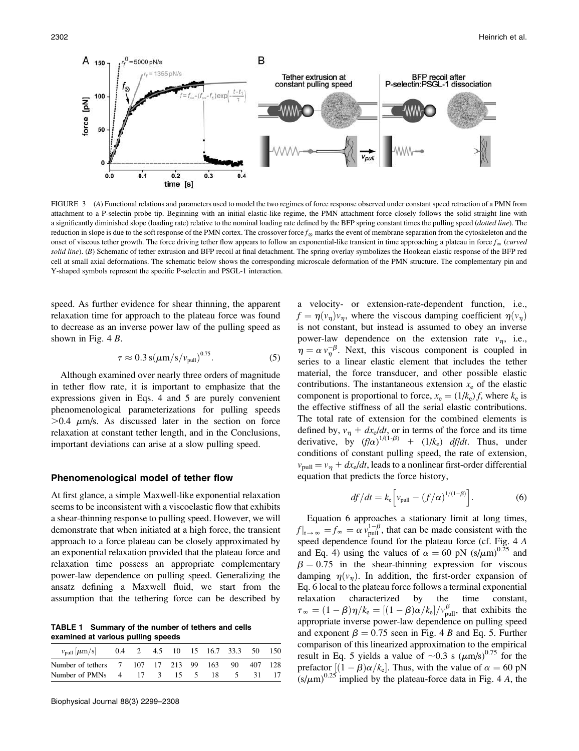FIGURE 3 (*A*) Functional relations and parameters used to model the two regimes of force response observed under constant speed retraction of a PMN from attachment to a P-selectin probe tip. Beginning with an initial elastic-like regime, the PMN attachment force closely follows the solid straight line with a significantly diminished slope (loading rate) relative to the nominal loading rate defined by the BFP spring constant times the pulling speed (*dotted line*). The reduction in slope is due to the soft response of the PMN cortex. The crossover force $f_{\otimes}$ marks the event of membrane separation from the cytoskeleton and the onset of viscous tether growth. The force driving tether flow appears to follow an exponential-like transient in time approaching a plateau in force $f_{\infty}$ (*curved solid line*). (*B*) Schematic of tether extrusion and BFP recoil at final detachment. The spring overlay symbolizes the Hookean elastic response of the BFP red cell at small axial deformations. The schematic below shows the corresponding microscale deformation of the PMN structure. The complementary pin and Y-shaped symbols represent the specific P-selectin and PSGL-1 interaction.

speed. As further evidence for shear thinning, the apparent relaxation time for approach to the plateau force was found to decrease as an inverse power law of the pulling speed as shown in Fig. 4 *B*.

$$\tau \approx 0.3\,\mathrm{s}(\mu\mathrm{m/s}/v_{\mathrm{pull}})^{0.75}. \tag{5}$$

Although examined over nearly three orders of magnitude in tether flow rate, it is important to emphasize that the expressions given in Eqs. 4 and 5 are purely convenient phenomenological parameterizations for pulling speeds $>0.4$ $\mu$m/s. As discussed later in the section on force relaxation at constant tether length, and in the Conclusions, important deviations can arise at a slow pulling speed.

## Phenomenological model of tether flow

At first glance, a simple Maxwell-like exponential relaxation seems to be inconsistent with a viscoelastic flow that exhibits a shear-thinning response to pulling speed. However, we will demonstrate that when initiated at a high force, the transient approach to a force plateau can be closely approximated by an exponential relaxation provided that the plateau force and relaxation time possess an appropriate complementary power-law dependence on pulling speed. Generalizing the ansatz defining a Maxwell fluid, we start from the assumption that the tethering force can be described by a velocity- or extension-rate-dependent function, i.e., $f = \eta(v_{\eta})v_{\eta}$, where the viscous damping coefficient $\eta(v_{\eta})$ is not constant, but instead is assumed to obey an inverse power-law dependence on the extension rate $v_{\eta}$, i.e., $\eta = \alpha\, v_{\eta}^{-\beta}$. Next, this viscous component is coupled in series to a linear elastic element that includes the tether material, the force transducer, and other possible elastic contributions. The instantaneous extension $x_e$ of the elastic component is proportional to force, $x_e = (1/k_e)\,f$, where $k_e$ is the effective stiffness of all the serial elastic contributions. The total rate of extension for the combined elements is defined by, $v_{\eta} + dx_e/dt$, or in terms of the force and its time derivative, by $(f/\alpha)^{1/(1-\beta)} + (1/k_e)\;df/dt$. Thus, under conditions of constant pulling speed, the rate of extension, $v_{\mathrm{pull}} = v_{\eta} + dx_e/dt$, leads to a nonlinear first-order differential equation that predicts the force history,

$$df/dt = k_e\left[v_{\mathrm{pull}} - (f/\alpha)^{1/(1-\beta)}\right]. \tag{6}$$

Equation 6 approaches a stationary limit at long times, $f|_{t\to\infty} = f_{\infty} = \alpha\, v_{\mathrm{pull}}^{1-\beta}$, that can be made consistent with the speed dependence found for the plateau force (cf. Fig. 4 *A* and Eq. 4) using the values of $\alpha = 60$ pN $(\mathrm{s}/\mu\mathrm{m})^{0.25}$ and $\beta = 0.75$ in the shear-thinning expression for viscous damping $\eta(v_{\eta})$. In addition, the first-order expansion of Eq. 6 local to the plateau force follows a terminal exponential relaxation characterized by the time constant, $\tau_{\infty} = (1-\beta)\eta/k_e = [(1-\beta)\alpha/k_e]/v_{\mathrm{pull}}^{\beta}$, that exhibits the appropriate inverse power-law dependence on pulling speed and exponent $\beta = 0.75$ seen in Fig. 4 *B* and Eq. 5. Further comparison of this linearized approximation to the empirical result in Eq. 5 yields a value of $\sim$0.3 s $(\mu\mathrm{m/s})^{0.75}$ for the prefactor $[(1-\beta)\alpha/k_e]$. Thus, with the value of $\alpha = 60$ pN $(\mathrm{s}/\mu\mathrm{m})^{0.25}$ implied by the plateau-force data in Fig. 4 *A*, the

**TABLE 1 Summary of the number of tethers and cells examined at various pulling speeds**

| $v_{\mathrm{pull}}$ [$\mu$m/s] | 0.4 | 2 | 4.5 | 10 | 15 | 16.7 | 33.3 | 50 | 150 |
|---|---|---|---|---|---|---|---|---|---|
| Number of tethers | 7 | 107 | 17 | 213 | 99 | 163 | 90 | 407 | 128 |
| Number of PMNs | 4 | 17 | 3 | 15 | 5 | 18 | 5 | 31 | 17 |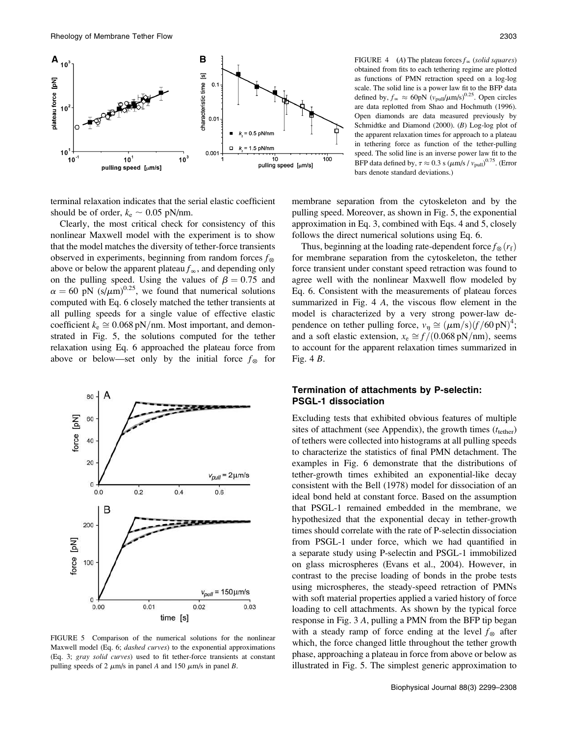FIGURE 4 (A) The plateau forces $f_\infty$ (*solid squares*) obtained from fits to each tethering regime are plotted as functions of PMN retraction speed on a log-log scale. The solid line is a power law fit to the BFP data defined by, $f_\infty \approx 60\text{pN}\ (v_{\text{pull}}/\mu\text{m/s})^{0.25}$. Open circles are data replotted from Shao and Hochmuth (1996). Open diamonds are data measured previously by Schmidtke and Diamond (2000). (B) Log-log plot of the apparent relaxation times for approach to a plateau in tethering force as function of the tether-pulling speed. The solid line is an inverse power law fit to the BFP data defined by, $\tau \approx 0.3\ \text{s}\ (\mu\text{m/s} / v_{\text{pull}})^{0.75}$. (Error bars denote standard deviations.)

terminal relaxation indicates that the serial elastic coefficient should be of order, $k_e \sim 0.05$ pN/nm.

Clearly, the most critical check for consistency of this nonlinear Maxwell model with the experiment is to show that the model matches the diversity of tether-force transients observed in experiments, beginning from random forces $f_\otimes$ above or below the apparent plateau $f_\infty$, and depending only on the pulling speed. Using the values of $\beta = 0.75$ and $\alpha = 60$ pN $(\text{s}/\mu\text{m})^{0.25}$, we found that numerical solutions computed with Eq. 6 closely matched the tether transients at all pulling speeds for a single value of effective elastic coefficient $k_e \cong 0.068\ \text{pN/nm}$. Most important, and demonstrated in Fig. 5, the solutions computed for the tether relaxation using Eq. 6 approached the plateau force from above or below—set only by the initial force $f_\otimes$ for membrane separation from the cytoskeleton and by the pulling speed. Moreover, as shown in Fig. 5, the exponential approximation in Eq. 3, combined with Eqs. 4 and 5, closely follows the direct numerical solutions using Eq. 6.

FIGURE 5 Comparison of the numerical solutions for the nonlinear Maxwell model (Eq. 6; *dashed curves*) to the exponential approximations (Eq. 3; *gray solid curves*) used to fit tether-force transients at constant pulling speeds of 2 $\mu$m/s in panel *A* and 150 $\mu$m/s in panel *B*.

Thus, beginning at the loading rate-dependent force $f_\otimes(r_f)$ for membrane separation from the cytoskeleton, the tether force transient under constant speed retraction was found to agree well with the nonlinear Maxwell flow modeled by Eq. 6. Consistent with the measurements of plateau forces summarized in Fig. 4 *A*, the viscous flow element in the model is characterized by a very strong power-law dependence on tether pulling force, $v_\eta \cong (\mu\text{m/s})(f/60\ \text{pN})^4$; and a soft elastic extension, $x_e \cong f/(0.068\ \text{pN/nm})$, seems to account for the apparent relaxation times summarized in Fig. 4 *B*.

## Termination of attachments by P-selectin: PSGL-1 dissociation

Excluding tests that exhibited obvious features of multiple sites of attachment (see Appendix), the growth times ($t_{\text{tether}}$) of tethers were collected into histograms at all pulling speeds to characterize the statistics of final PMN detachment. The examples in Fig. 6 demonstrate that the distributions of tether-growth times exhibited an exponential-like decay consistent with the Bell (1978) model for dissociation of an ideal bond held at constant force. Based on the assumption that PSGL-1 remained embedded in the membrane, we hypothesized that the exponential decay in tether-growth times should correlate with the rate of P-selectin dissociation from PSGL-1 under force, which we had quantified in a separate study using P-selectin and PSGL-1 immobilized on glass microspheres (Evans et al., 2004). However, in contrast to the precise loading of bonds in the probe tests using microspheres, the steady-speed retraction of PMNs with soft material properties applied a varied history of force loading to cell attachments. As shown by the typical force response in Fig. 3 *A*, pulling a PMN from the BFP tip began with a steady ramp of force ending at the level $f_\otimes$ after which, the force changed little throughout the tether growth phase, approaching a plateau in force from above or below as illustrated in Fig. 5. The simplest generic approximation to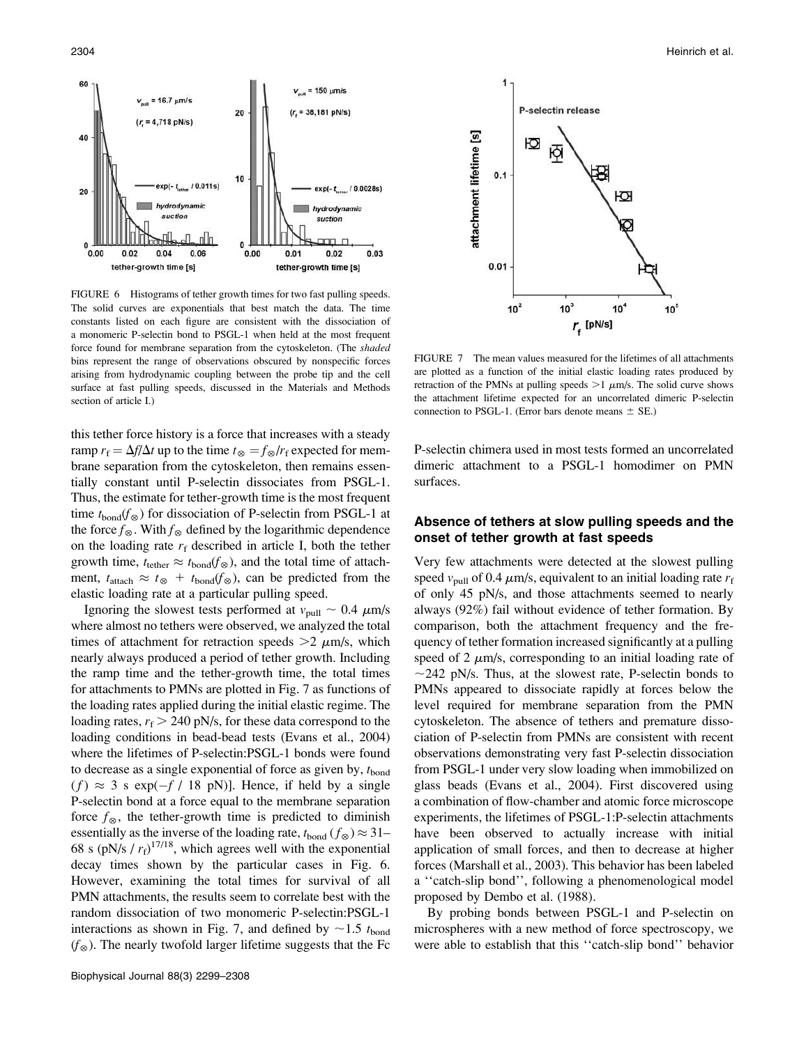FIGURE 6 Histograms of tether growth times for two fast pulling speeds. The solid curves are exponentials that best match the data. The time constants listed on each figure are consistent with the dissociation of a monomeric P-selectin bond to PSGL-1 when held at the most frequent force found for membrane separation from the cytoskeleton. (The *shaded* bins represent the range of observations obscured by nonspecific forces arising from hydrodynamic coupling between the probe tip and the cell surface at fast pulling speeds, discussed in the Materials and Methods section of article I.)

FIGURE 7 The mean values measured for the lifetimes of all attachments are plotted as a function of the initial elastic loading rates produced by retraction of the PMNs at pulling speeds $>1$ $\mu$m/s. The solid curve shows the attachment lifetime expected for an uncorrelated dimeric P-selectin connection to PSGL-1. (Error bars denote means $\pm$ SE.)

this tether force history is a force that increases with a steady ramp $r_f = \Delta f/\Delta t$ up to the time $t_\otimes = f_\otimes / r_f$ expected for membrane separation from the cytoskeleton, then remains essentially constant until P-selectin dissociates from PSGL-1. Thus, the estimate for tether-growth time is the most frequent time $t_{bond}(f_\otimes)$ for dissociation of P-selectin from PSGL-1 at the force $f_\otimes$. With $f_\otimes$ defined by the logarithmic dependence on the loading rate $r_f$ described in article I, both the tether growth time, $t_{tether} \approx t_{bond}(f_\otimes)$, and the total time of attachment, $t_{attach} \approx t_\otimes + t_{bond}(f_\otimes)$, can be predicted from the elastic loading rate at a particular pulling speed.

Ignoring the slowest tests performed at $v_{pull} \sim 0.4$ $\mu$m/s where almost no tethers were observed, we analyzed the total times of attachment for retraction speeds $>2$ $\mu$m/s, which nearly always produced a period of tether growth. Including the ramp time and the tether-growth time, the total times for attachments to PMNs are plotted in Fig. 7 as functions of the loading rates applied during the initial elastic regime. The loading rates, $r_f > 240$ pN/s, for these data correspond to the loading conditions in bead-bead tests (Evans et al., 2004) where the lifetimes of P-selectin:PSGL-1 bonds were found to decrease as a single exponential of force as given by, $t_{bond}(f) \approx 3$ s $\exp(-f$ / 18 pN)]. Hence, if held by a single P-selectin bond at a force equal to the membrane separation force $f_\otimes$, the tether-growth time is predicted to diminish essentially as the inverse of the loading rate, $t_{bond}(f_\otimes) \approx 31$–68 s (pN/s / $r_f)^{17/18}$, which agrees well with the exponential decay times shown by the particular cases in Fig. 6. However, examining the total times for survival of all PMN attachments, the results seem to correlate best with the random dissociation of two monomeric P-selectin:PSGL-1 interactions as shown in Fig. 7, and defined by $\sim 1.5$ $t_{bond}(f_\otimes)$. The nearly twofold larger lifetime suggests that the Fc P-selectin chimera used in most tests formed an uncorrelated dimeric attachment to a PSGL-1 homodimer on PMN surfaces.

### Absence of tethers at slow pulling speeds and the onset of tether growth at fast speeds

Very few attachments were detected at the slowest pulling speed $v_{pull}$ of 0.4 $\mu$m/s, equivalent to an initial loading rate $r_f$ of only 45 pN/s, and those attachments seemed to nearly always (92%) fail without evidence of tether formation. By comparison, both the attachment frequency and the frequency of tether formation increased significantly at a pulling speed of 2 $\mu$m/s, corresponding to an initial loading rate of $\sim$242 pN/s. Thus, at the slowest rate, P-selectin bonds to PMNs appeared to dissociate rapidly at forces below the level required for membrane separation from the PMN cytoskeleton. The absence of tethers and premature dissociation of P-selectin from PMNs are consistent with recent observations demonstrating very fast P-selectin dissociation from PSGL-1 under very slow loading when immobilized on glass beads (Evans et al., 2004). First discovered using a combination of flow-chamber and atomic force microscope experiments, the lifetimes of PSGL-1:P-selectin attachments have been observed to actually increase with initial application of small forces, and then to decrease at higher forces (Marshall et al., 2003). This behavior has been labeled a ''catch-slip bond'', following a phenomenological model proposed by Dembo et al. (1988).

By probing bonds between PSGL-1 and P-selectin on microspheres with a new method of force spectroscopy, we were able to establish that this ''catch-slip bond'' behavior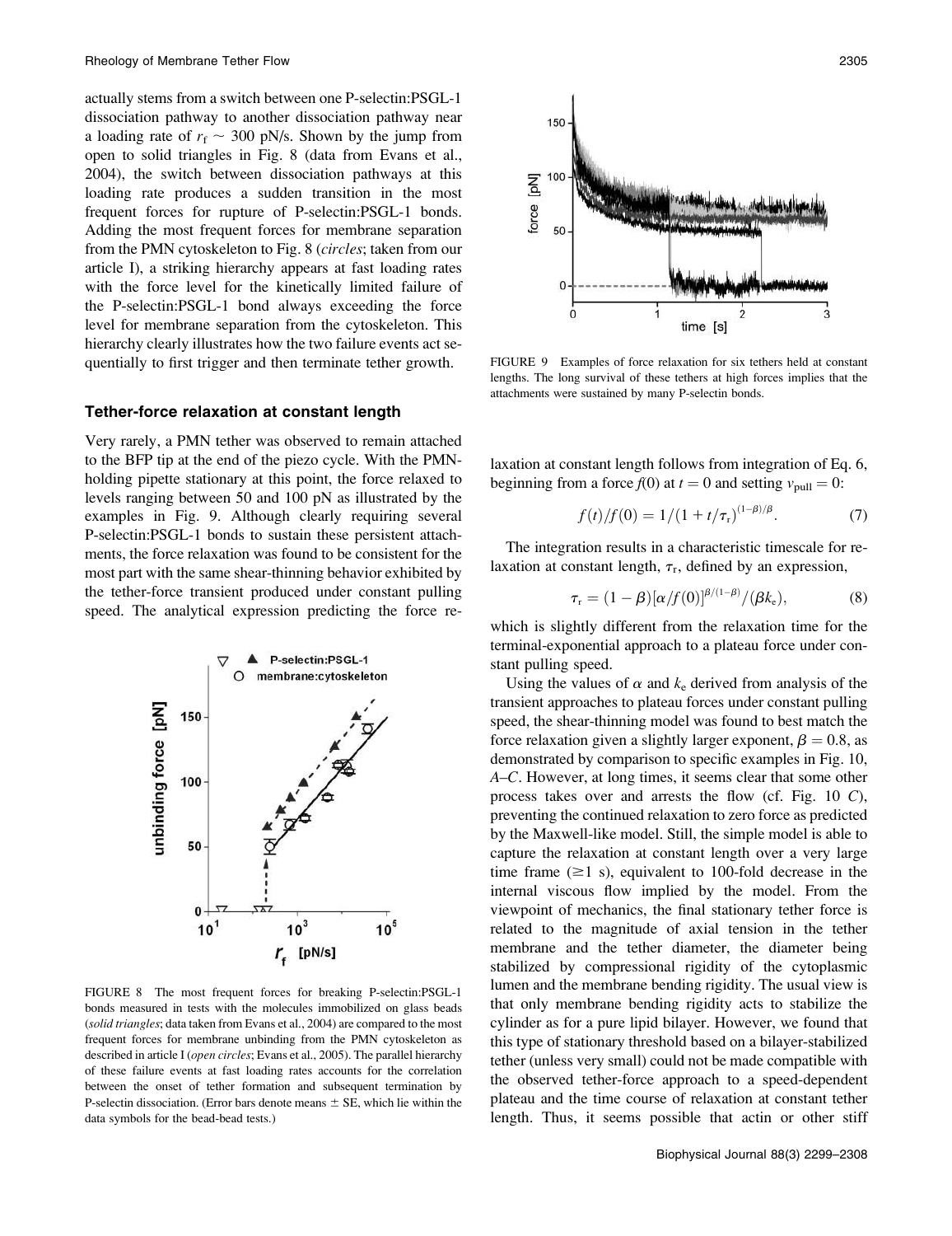actually stems from a switch between one P-selectin:PSGL-1 dissociation pathway to another dissociation pathway near a loading rate of $r_f \sim 300$ pN/s. Shown by the jump from open to solid triangles in Fig. 8 (data from Evans et al., 2004), the switch between dissociation pathways at this loading rate produces a sudden transition in the most frequent forces for rupture of P-selectin:PSGL-1 bonds. Adding the most frequent forces for membrane separation from the PMN cytoskeleton to Fig. 8 (*circles*; taken from our article I), a striking hierarchy appears at fast loading rates with the force level for the kinetically limited failure of the P-selectin:PSGL-1 bond always exceeding the force level for membrane separation from the cytoskeleton. This hierarchy clearly illustrates how the two failure events act sequentially to first trigger and then terminate tether growth.

## Tether-force relaxation at constant length

Very rarely, a PMN tether was observed to remain attached to the BFP tip at the end of the piezo cycle. With the PMN-holding pipette stationary at this point, the force relaxed to levels ranging between 50 and 100 pN as illustrated by the examples in Fig. 9. Although clearly requiring several P-selectin:PSGL-1 bonds to sustain these persistent attachments, the force relaxation was found to be consistent for the most part with the same shear-thinning behavior exhibited by the tether-force transient produced under constant pulling speed. The analytical expression predicting the force relaxation at constant length follows from integration of Eq. 6, beginning from a force $f(0)$ at $t = 0$ and setting $v_{pull} = 0$:

$$f(t)/f(0) = 1/(1 + t/\tau_r)^{(1-\beta)/\beta}. \tag{7}$$

The integration results in a characteristic timescale for relaxation at constant length, $\tau_r$, defined by an expression,

$$\tau_r = (1-\beta)[\alpha/f(0)]^{\beta/(1-\beta)}/(\beta k_e), \tag{8}$$

which is slightly different from the relaxation time for the terminal-exponential approach to a plateau force under constant pulling speed.

Using the values of $\alpha$ and $k_e$ derived from analysis of the transient approaches to plateau forces under constant pulling speed, the shear-thinning model was found to best match the force relaxation given a slightly larger exponent, $\beta = 0.8$, as demonstrated by comparison to specific examples in Fig. 10, *A–C*. However, at long times, it seems clear that some other process takes over and arrests the flow (cf. Fig. 10 *C*), preventing the continued relaxation to zero force as predicted by the Maxwell-like model. Still, the simple model is able to capture the relaxation at constant length over a very large time frame ($\geq 1$ s), equivalent to 100-fold decrease in the internal viscous flow implied by the model. From the viewpoint of mechanics, the final stationary tether force is related to the magnitude of axial tension in the tether membrane and the tether diameter, the diameter being stabilized by compressional rigidity of the cytoplasmic lumen and the membrane bending rigidity. The usual view is that only membrane bending rigidity acts to stabilize the cylinder as for a pure lipid bilayer. However, we found that this type of stationary threshold based on a bilayer-stabilized tether (unless very small) could not be made compatible with the observed tether-force approach to a speed-dependent plateau and the time course of relaxation at constant tether length. Thus, it seems possible that actin or other stiff

FIGURE 8 The most frequent forces for breaking P-selectin:PSGL-1 bonds measured in tests with the molecules immobilized on glass beads (*solid triangles*; data taken from Evans et al., 2004) are compared to the most frequent forces for membrane unbinding from the PMN cytoskeleton as described in article I (*open circles*; Evans et al., 2005). The parallel hierarchy of these failure events at fast loading rates accounts for the correlation between the onset of tether formation and subsequent termination by P-selectin dissociation. (Error bars denote means ± SE, which lie within the data symbols for the bead-bead tests.)

FIGURE 9 Examples of force relaxation for six tethers held at constant lengths. The long survival of these tethers at high forces implies that the attachments were sustained by many P-selectin bonds.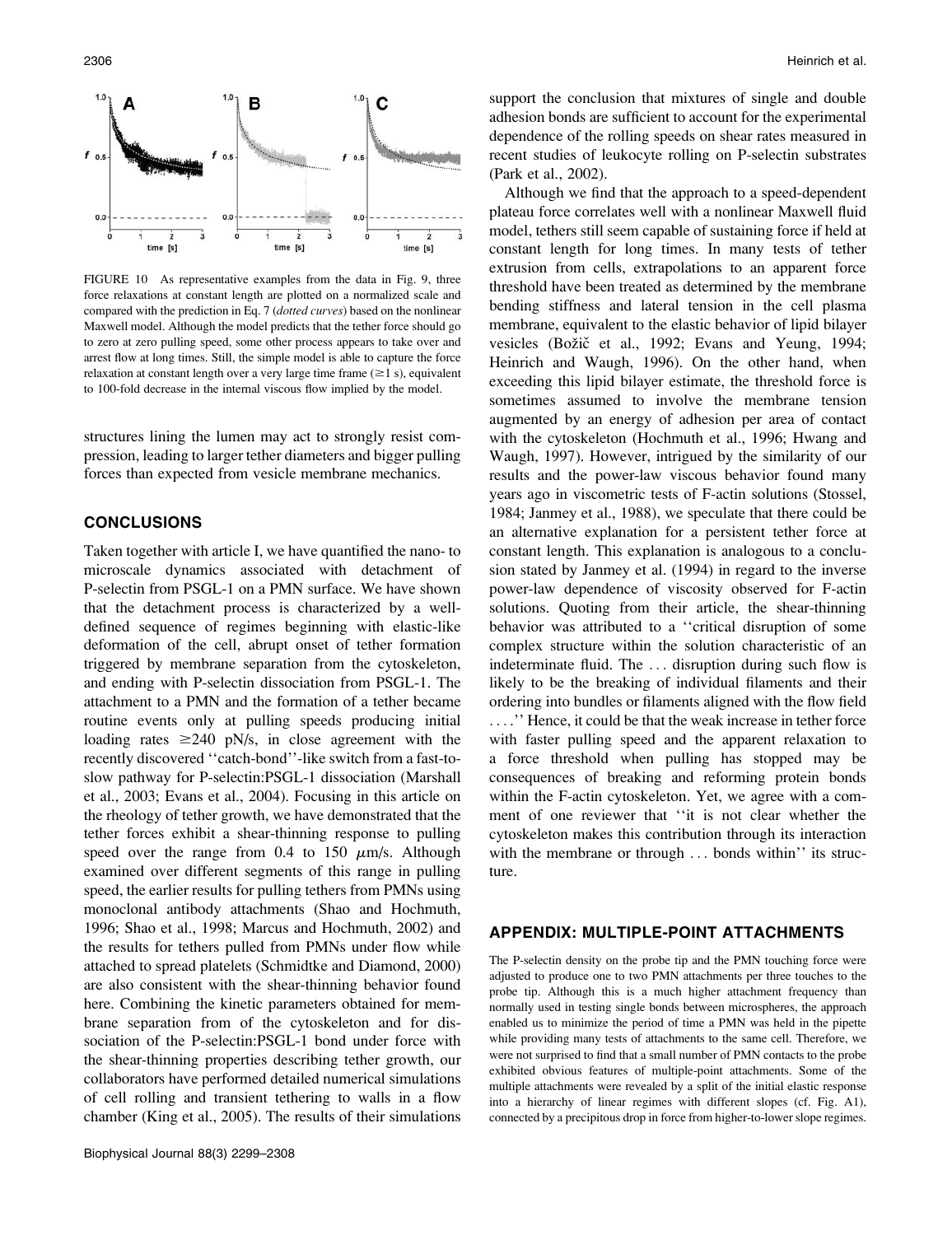FIGURE 10 As representative examples from the data in Fig. 9, three force relaxations at constant length are plotted on a normalized scale and compared with the prediction in Eq. 7 (*dotted curves*) based on the nonlinear Maxwell model. Although the model predicts that the tether force should go to zero at zero pulling speed, some other process appears to take over and arrest flow at long times. Still, the simple model is able to capture the force relaxation at constant length over a very large time frame ($\geq$1 s), equivalent to 100-fold decrease in the internal viscous flow implied by the model.

structures lining the lumen may act to strongly resist compression, leading to larger tether diameters and bigger pulling forces than expected from vesicle membrane mechanics.

## CONCLUSIONS

Taken together with article I, we have quantified the nano- to microscale dynamics associated with detachment of P-selectin from PSGL-1 on a PMN surface. We have shown that the detachment process is characterized by a well-defined sequence of regimes beginning with elastic-like deformation of the cell, abrupt onset of tether formation triggered by membrane separation from the cytoskeleton, and ending with P-selectin dissociation from PSGL-1. The attachment to a PMN and the formation of a tether became routine events only at pulling speeds producing initial loading rates $\geq$240 pN/s, in close agreement with the recently discovered ''catch-bond''-like switch from a fast-to-slow pathway for P-selectin:PSGL-1 dissociation (Marshall et al., 2003; Evans et al., 2004). Focusing in this article on the rheology of tether growth, we have demonstrated that the tether forces exhibit a shear-thinning response to pulling speed over the range from 0.4 to 150 $\mu$m/s. Although examined over different segments of this range in pulling speed, the earlier results for pulling tethers from PMNs using monoclonal antibody attachments (Shao and Hochmuth, 1996; Shao et al., 1998; Marcus and Hochmuth, 2002) and the results for tethers pulled from PMNs under flow while attached to spread platelets (Schmidtke and Diamond, 2000) are also consistent with the shear-thinning behavior found here. Combining the kinetic parameters obtained for membrane separation from of the cytoskeleton and for dissociation of the P-selectin:PSGL-1 bond under force with the shear-thinning properties describing tether growth, our collaborators have performed detailed numerical simulations of cell rolling and transient tethering to walls in a flow chamber (King et al., 2005). The results of their simulations support the conclusion that mixtures of single and double adhesion bonds are sufficient to account for the experimental dependence of the rolling speeds on shear rates measured in recent studies of leukocyte rolling on P-selectin substrates (Park et al., 2002).

Although we find that the approach to a speed-dependent plateau force correlates well with a nonlinear Maxwell fluid model, tethers still seem capable of sustaining force if held at constant length for long times. In many tests of tether extrusion from cells, extrapolations to an apparent force threshold have been treated as determined by the membrane bending stiffness and lateral tension in the cell plasma membrane, equivalent to the elastic behavior of lipid bilayer vesicles (Božič et al., 1992; Evans and Yeung, 1994; Heinrich and Waugh, 1996). On the other hand, when exceeding this lipid bilayer estimate, the threshold force is sometimes assumed to involve the membrane tension augmented by an energy of adhesion per area of contact with the cytoskeleton (Hochmuth et al., 1996; Hwang and Waugh, 1997). However, intrigued by the similarity of our results and the power-law viscous behavior found many years ago in viscometric tests of F-actin solutions (Stossel, 1984; Janmey et al., 1988), we speculate that there could be an alternative explanation for a persistent tether force at constant length. This explanation is analogous to a conclusion stated by Janmey et al. (1994) in regard to the inverse power-law dependence of viscosity observed for F-actin solutions. Quoting from their article, the shear-thinning behavior was attributed to a ''critical disruption of some complex structure within the solution characteristic of an indeterminate fluid. The ... disruption during such flow is likely to be the breaking of individual filaments and their ordering into bundles or filaments aligned with the flow field ....'' Hence, it could be that the weak increase in tether force with faster pulling speed and the apparent relaxation to a force threshold when pulling has stopped may be consequences of breaking and reforming protein bonds within the F-actin cytoskeleton. Yet, we agree with a comment of one reviewer that ''it is not clear whether the cytoskeleton makes this contribution through its interaction with the membrane or through ... bonds within'' its structure.

## APPENDIX: MULTIPLE-POINT ATTACHMENTS

The P-selectin density on the probe tip and the PMN touching force were adjusted to produce one to two PMN attachments per three touches to the probe tip. Although this is a much higher attachment frequency than normally used in testing single bonds between microspheres, the approach enabled us to minimize the period of time a PMN was held in the pipette while providing many tests of attachments to the same cell. Therefore, we were not surprised to find that a small number of PMN contacts to the probe exhibited obvious features of multiple-point attachments. Some of the multiple attachments were revealed by a split of the initial elastic response into a hierarchy of linear regimes with different slopes (cf. Fig. A1), connected by a precipitous drop in force from higher-to-lower slope regimes.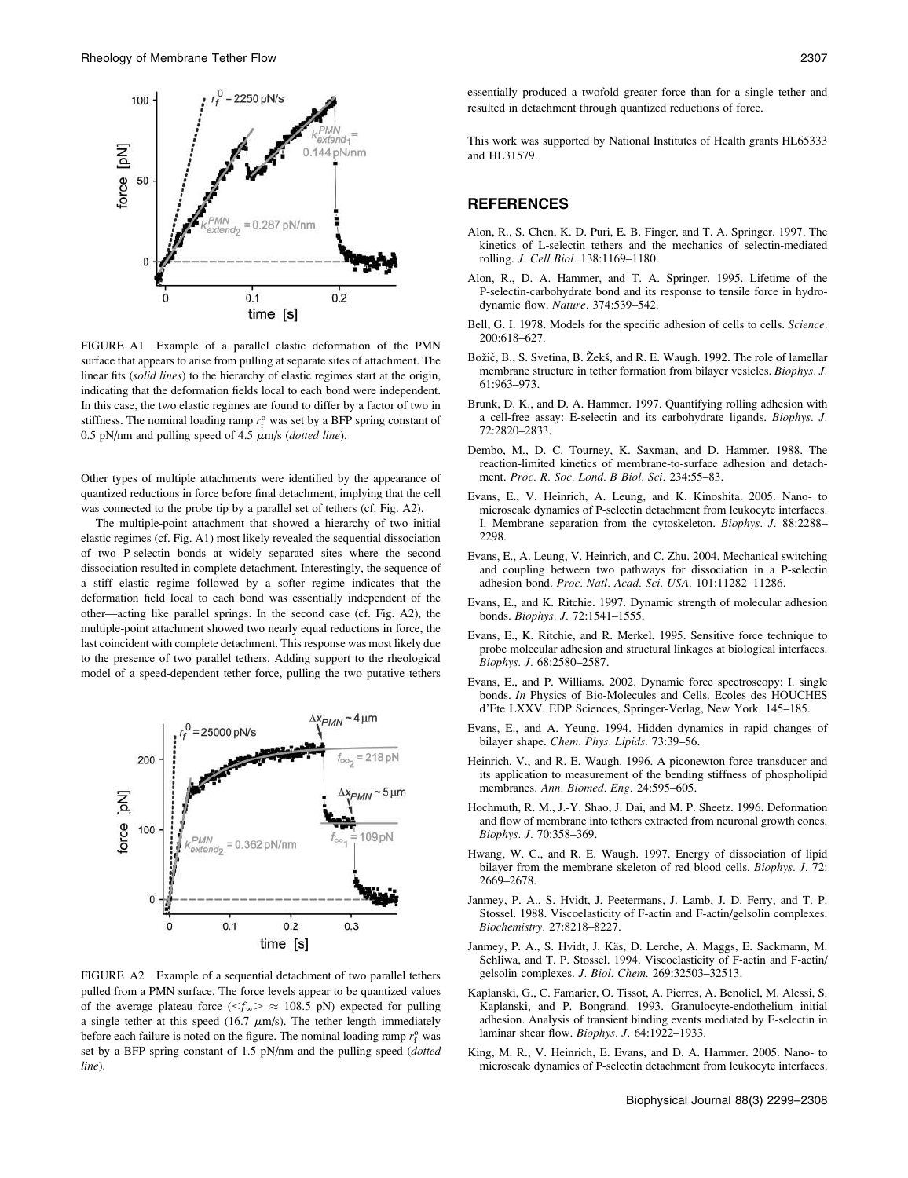FIGURE A1 Example of a parallel elastic deformation of the PMN surface that appears to arise from pulling at separate sites of attachment. The linear fits (*solid lines*) to the hierarchy of elastic regimes start at the origin, indicating that the deformation fields local to each bond were independent. In this case, the two elastic regimes are found to differ by a factor of two in stiffness. The nominal loading ramp $r_f^o$ was set by a BFP spring constant of 0.5 pN/nm and pulling speed of 4.5 $\mu$m/s (*dotted line*).

Other types of multiple attachments were identified by the appearance of quantized reductions in force before final detachment, implying that the cell was connected to the probe tip by a parallel set of tethers (cf. Fig. A2).

The multiple-point attachment that showed a hierarchy of two initial elastic regimes (cf. Fig. A1) most likely revealed the sequential dissociation of two P-selectin bonds at widely separated sites where the second dissociation resulted in complete detachment. Interestingly, the sequence of a stiff elastic regime followed by a softer regime indicates that the deformation field local to each bond was essentially independent of the other—acting like parallel springs. In the second case (cf. Fig. A2), the multiple-point attachment showed two nearly equal reductions in force, the last coincident with complete detachment. This response was most likely due to the presence of two parallel tethers. Adding support to the rheological model of a speed-dependent tether force, pulling the two putative tethers essentially produced a twofold greater force than for a single tether and resulted in detachment through quantized reductions of force.

FIGURE A2 Example of a sequential detachment of two parallel tethers pulled from a PMN surface. The force levels appear to be quantized values of the average plateau force ($<f_\infty> \approx 108.5$ pN) expected for pulling a single tether at this speed (16.7 $\mu$m/s). The tether length immediately before each failure is noted on the figure. The nominal loading ramp $r_f^o$ was set by a BFP spring constant of 1.5 pN/nm and the pulling speed (*dotted line*).

This work was supported by National Institutes of Health grants HL65333 and HL31579.

## REFERENCES

Alon, R., S. Chen, K. D. Puri, E. B. Finger, and T. A. Springer. 1997. The kinetics of L-selectin tethers and the mechanics of selectin-mediated rolling. *J. Cell Biol.* 138:1169–1180.

Alon, R., D. A. Hammer, and T. A. Springer. 1995. Lifetime of the P-selectin-carbohydrate bond and its response to tensile force in hydrodynamic flow. *Nature.* 374:539–542.

Bell, G. I. 1978. Models for the specific adhesion of cells to cells. *Science.* 200:618–627.

Božič, B., S. Svetina, B. Žekš, and R. E. Waugh. 1992. The role of lamellar membrane structure in tether formation from bilayer vesicles. *Biophys. J.* 61:963–973.

Brunk, D. K., and D. A. Hammer. 1997. Quantifying rolling adhesion with a cell-free assay: E-selectin and its carbohydrate ligands. *Biophys. J.* 72:2820–2833.

Dembo, M., D. C. Tourney, K. Saxman, and D. Hammer. 1988. The reaction-limited kinetics of membrane-to-surface adhesion and detachment. *Proc. R. Soc. Lond. B Biol. Sci.* 234:55–83.

Evans, E., V. Heinrich, A. Leung, and K. Kinoshita. 2005. Nano- to microscale dynamics of P-selectin detachment from leukocyte interfaces. I. Membrane separation from the cytoskeleton. *Biophys. J.* 88:2288–2298.

Evans, E., A. Leung, V. Heinrich, and C. Zhu. 2004. Mechanical switching and coupling between two pathways for dissociation in a P-selectin adhesion bond. *Proc. Natl. Acad. Sci. USA.* 101:11282–11286.

Evans, E., and K. Ritchie. 1997. Dynamic strength of molecular adhesion bonds. *Biophys. J.* 72:1541–1555.

Evans, E., K. Ritchie, and R. Merkel. 1995. Sensitive force technique to probe molecular adhesion and structural linkages at biological interfaces. *Biophys. J.* 68:2580–2587.

Evans, E., and P. Williams. 2002. Dynamic force spectroscopy: I. single bonds. *In* Physics of Bio-Molecules and Cells. Ecoles des HOUCHES d'Ete LXXV. EDP Sciences, Springer-Verlag, New York. 145–185.

Evans, E., and A. Yeung. 1994. Hidden dynamics in rapid changes of bilayer shape. *Chem. Phys. Lipids.* 73:39–56.

Heinrich, V., and R. E. Waugh. 1996. A piconewton force transducer and its application to measurement of the bending stiffness of phospholipid membranes. *Ann. Biomed. Eng.* 24:595–605.

Hochmuth, R. M., J.-Y. Shao, J. Dai, and M. P. Sheetz. 1996. Deformation and flow of membrane into tethers extracted from neuronal growth cones. *Biophys. J.* 70:358–369.

Hwang, W. C., and R. E. Waugh. 1997. Energy of dissociation of lipid bilayer from the membrane skeleton of red blood cells. *Biophys. J.* 72:2669–2678.

Janmey, P. A., S. Hvidt, J. Peetermans, J. Lamb, J. D. Ferry, and T. P. Stossel. 1988. Viscoelasticity of F-actin and F-actin/gelsolin complexes. *Biochemistry.* 27:8218–8227.

Janmey, P. A., S. Hvidt, J. Käs, D. Lerche, A. Maggs, E. Sackmann, M. Schliwa, and T. P. Stossel. 1994. Viscoelasticity of F-actin and F-actin/gelsolin complexes. *J. Biol. Chem.* 269:32503–32513.

Kaplanski, G., C. Famarier, O. Tissot, A. Pierres, A. Benoliel, M. Alessi, S. Kaplanski, and P. Bongrand. 1993. Granulocyte-endothelium initial adhesion. Analysis of transient binding events mediated by E-selectin in laminar shear flow. *Biophys. J.* 64:1922–1933.

King, M. R., V. Heinrich, E. Evans, and D. A. Hammer. 2005. Nano- to microscale dynamics of P-selectin detachment from leukocyte interfaces.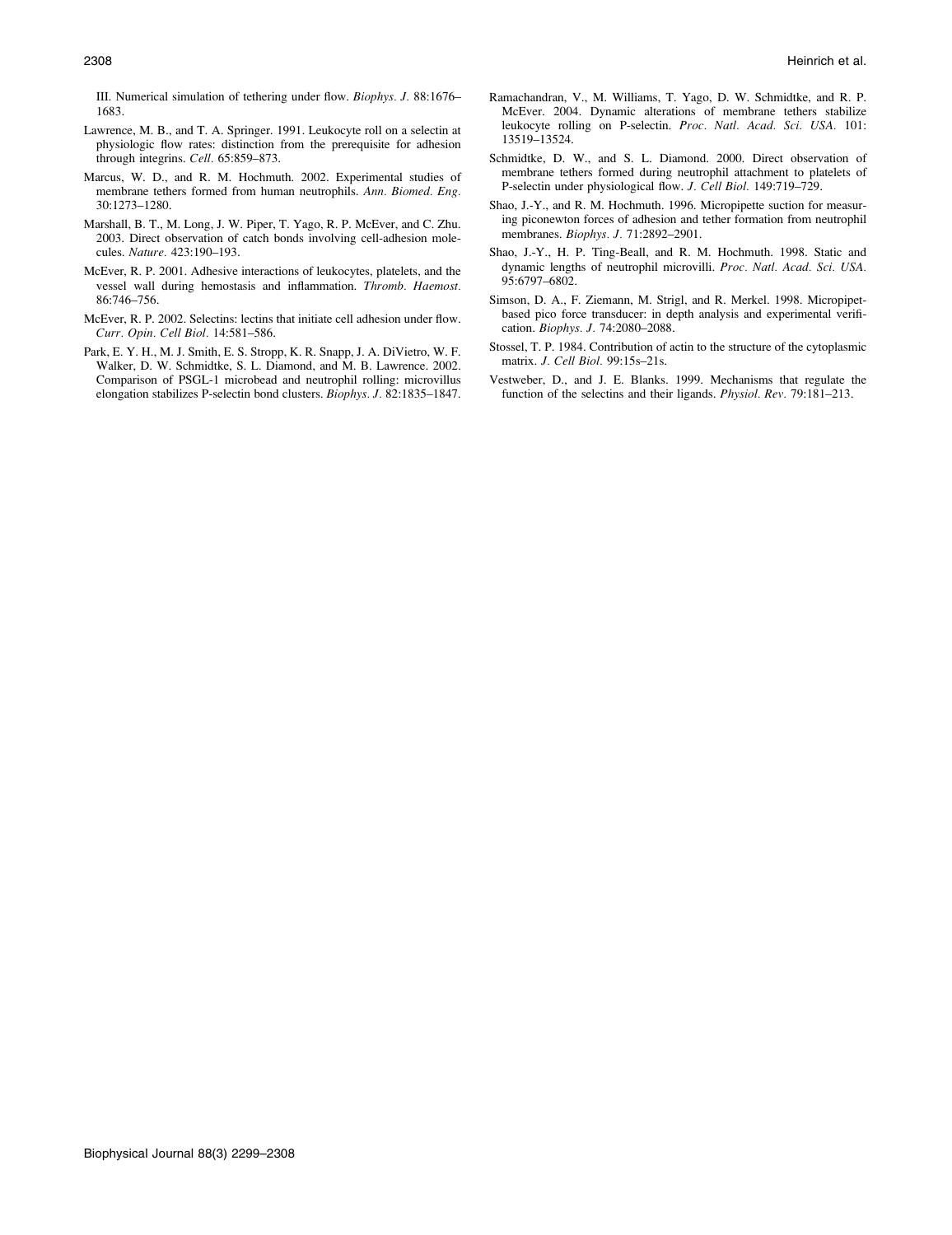III. Numerical simulation of tethering under flow. *Biophys. J.* 88:1676–1683.

Lawrence, M. B., and T. A. Springer. 1991. Leukocyte roll on a selectin at physiologic flow rates: distinction from the prerequisite for adhesion through integrins. *Cell.* 65:859–873.

Marcus, W. D., and R. M. Hochmuth. 2002. Experimental studies of membrane tethers formed from human neutrophils. *Ann. Biomed. Eng.* 30:1273–1280.

Marshall, B. T., M. Long, J. W. Piper, T. Yago, R. P. McEver, and C. Zhu. 2003. Direct observation of catch bonds involving cell-adhesion molecules. *Nature.* 423:190–193.

McEver, R. P. 2001. Adhesive interactions of leukocytes, platelets, and the vessel wall during hemostasis and inflammation. *Thromb. Haemost.* 86:746–756.

McEver, R. P. 2002. Selectins: lectins that initiate cell adhesion under flow. *Curr. Opin. Cell Biol.* 14:581–586.

Park, E. Y. H., M. J. Smith, E. S. Stropp, K. R. Snapp, J. A. DiVietro, W. F. Walker, D. W. Schmidtke, S. L. Diamond, and M. B. Lawrence. 2002. Comparison of PSGL-1 microbead and neutrophil rolling: microvillus elongation stabilizes P-selectin bond clusters. *Biophys. J.* 82:1835–1847.

Ramachandran, V., M. Williams, T. Yago, D. W. Schmidtke, and R. P. McEver. 2004. Dynamic alterations of membrane tethers stabilize leukocyte rolling on P-selectin. *Proc. Natl. Acad. Sci. USA.* 101: 13519–13524.

Schmidtke, D. W., and S. L. Diamond. 2000. Direct observation of membrane tethers formed during neutrophil attachment to platelets of P-selectin under physiological flow. *J. Cell Biol.* 149:719–729.

Shao, J.-Y., and R. M. Hochmuth. 1996. Micropipette suction for measuring piconewton forces of adhesion and tether formation from neutrophil membranes. *Biophys. J.* 71:2892–2901.

Shao, J.-Y., H. P. Ting-Beall, and R. M. Hochmuth. 1998. Static and dynamic lengths of neutrophil microvilli. *Proc. Natl. Acad. Sci. USA.* 95:6797–6802.

Simson, D. A., F. Ziemann, M. Strigl, and R. Merkel. 1998. Micropipet-based pico force transducer: in depth analysis and experimental verification. *Biophys. J.* 74:2080–2088.

Stossel, T. P. 1984. Contribution of actin to the structure of the cytoplasmic matrix. *J. Cell Biol.* 99:15s–21s.

Vestweber, D., and J. E. Blanks. 1999. Mechanisms that regulate the function of the selectins and their ligands. *Physiol. Rev.* 79:181–213.